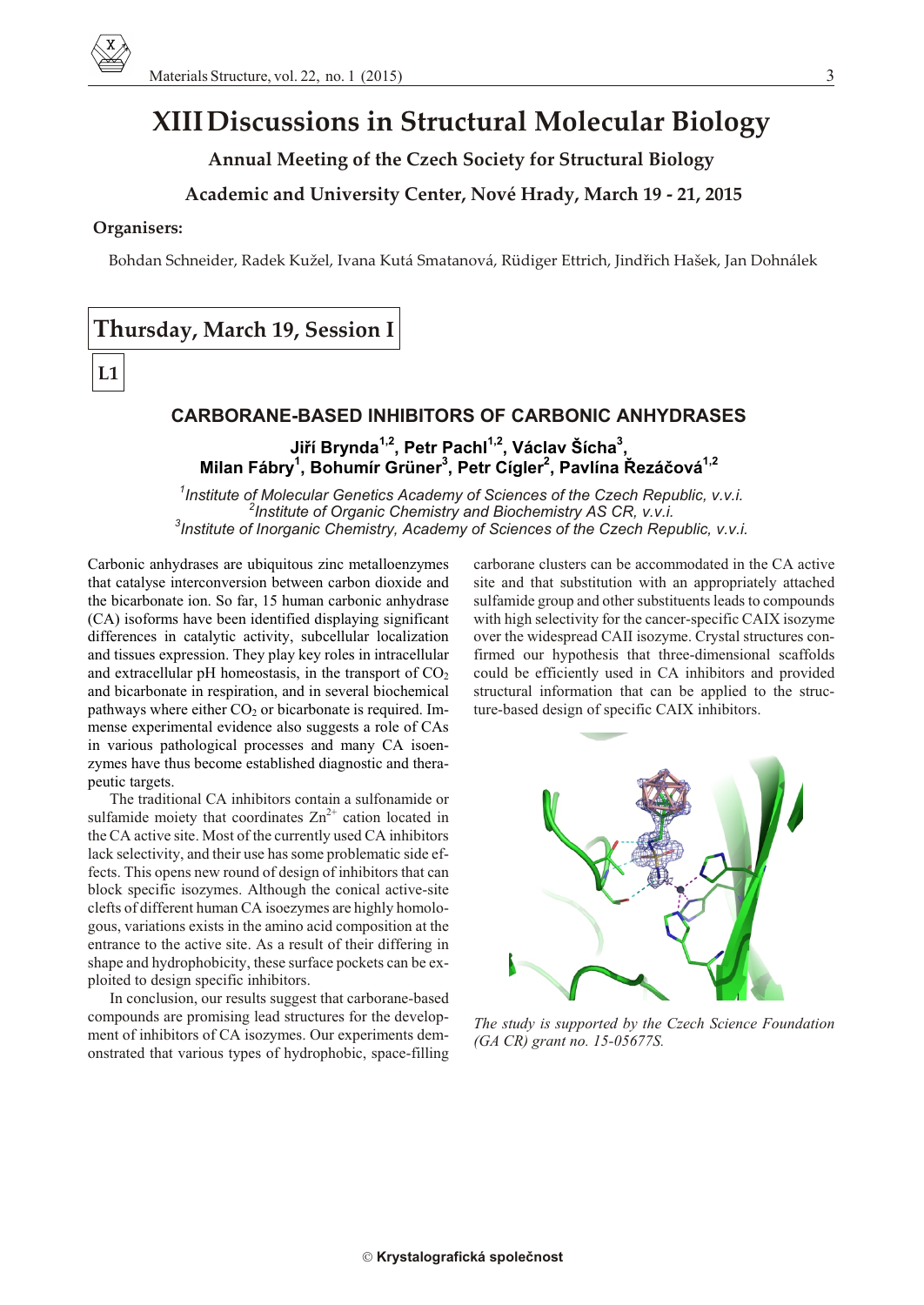# XIII Discussions in Structural Molecular Biology

**Annual Meeting of the Czech Society for Structural Biology**

**Academic and University Center, Nové Hrady, March 19 - 21, 2015**

**Organisers:**

Bohdan Schneider, Radek Kužel, Ivana Kutá Smatanová, Rüdiger Ettrich, Jindřich Hašek, Jan Dohnálek

## Thursday, March 19, Session I

**L1**

### CARBORANE-BASED INHIBITORS OF CARBONIC ANHYDRASES

**Jiří Brynda[1,2], Petr Pachl[1,2], Václav Šícha[3], Milan Fábry[1], Bohumír Grüner[3], Petr Cígler[2], Pavlína Řezáčová[1,2]**

*[1]Institute of Molecular Genetics Academy of Sciences of the Czech Republic, v.v.i.*
*[2]Institute of Organic Chemistry and Biochemistry AS CR, v.v.i.*
*[3]Institute of Inorganic Chemistry, Academy of Sciences of the Czech Republic, v.v.i.*

Carbonic anhydrases are ubiquitous zinc metalloenzymes that catalyse interconversion between carbon dioxide and the bicarbonate ion. So far, 15 human carbonic anhydrase (CA) isoforms have been identified displaying significant differences in catalytic activity, subcellular localization and tissues expression. They play key roles in intracellular and extracellular pH homeostasis, in the transport of $CO_2$ and bicarbonate in respiration, and in several biochemical pathways where either $CO_2$ or bicarbonate is required. Immense experimental evidence also suggests a role of CAs in various pathological processes and many CA isoenzymes have thus become established diagnostic and therapeutic targets.

The traditional CA inhibitors contain a sulfonamide or sulfamide moiety that coordinates $Zn^{2+}$ cation located in the CA active site. Most of the currently used CA inhibitors lack selectivity, and their use has some problematic side effects. This opens new round of design of inhibitors that can block specific isozymes. Although the conical active-site clefts of different human CA isoezymes are highly homologous, variations exists in the amino acid composition at the entrance to the active site. As a result of their differing in shape and hydrophobicity, these surface pockets can be exploited to design specific inhibitors.

In conclusion, our results suggest that carborane-based compounds are promising lead structures for the development of inhibitors of CA isozymes. Our experiments demonstrated that various types of hydrophobic, space-filling carborane clusters can be accommodated in the CA active site and that substitution with an appropriately attached sulfamide group and other substituents leads to compounds with high selectivity for the cancer-specific CAIX isozyme over the widespread CAII isozyme. Crystal structures confirmed our hypothesis that three-dimensional scaffolds could be efficiently used in CA inhibitors and provided structural information that can be applied to the structure-based design of specific CAIX inhibitors.

*The study is supported by the Czech Science Foundation (GA CR) grant no. 15-05677S.*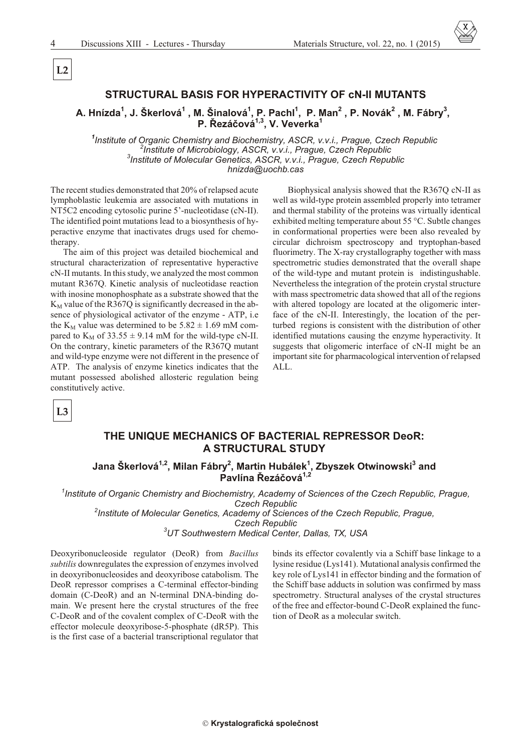**L2**

## STRUCTURAL BASIS FOR HYPERACTIVITY OF cN-II MUTANTS

**A. Hnízda[1], J. Škerlová[1], M. Šinalová[1], P. Pachl[1], P. Man[2], P. Novák[2], M. Fábry[3], P. Řezáčová[1,3], V. Veverka[1]**

*[1]Institute of Organic Chemistry and Biochemistry, ASCR, v.v.i., Prague, Czech Republic*
*[2]Institute of Microbiology, ASCR, v.v.i., Prague, Czech Republic*
*[3]Institute of Molecular Genetics, ASCR, v.v.i., Prague, Czech Republic*
*hnizda@uochb.cas*

The recent studies demonstrated that 20% of relapsed acute lymphoblastic leukemia are associated with mutations in NT5C2 encoding cytosolic purine 5'-nucleotidase (cN-II). The identified point mutations lead to a biosynthesis of hyperactive enzyme that inactivates drugs used for chemotherapy.

The aim of this project was detailed biochemical and structural characterization of representative hyperactive cN-II mutants. In this study, we analyzed the most common mutant R367Q. Kinetic analysis of nucleotidase reaction with inosine monophosphate as a substrate showed that the $K_M$ value of the R367Q is significantly decreased in the absence of physiological activator of the enzyme - ATP, i.e the $K_M$ value was determined to be 5.82 ± 1.69 mM compared to $K_M$ of 33.55 ± 9.14 mM for the wild-type cN-II. On the contrary, kinetic parameters of the R367Q mutant and wild-type enzyme were not different in the presence of ATP. The analysis of enzyme kinetics indicates that the mutant possessed abolished allosteric regulation being constitutively active.

Biophysical analysis showed that the R367Q cN-II as well as wild-type protein assembled properly into tetramer and thermal stability of the proteins was virtually identical exhibited melting temperature about 55 °C. Subtle changes in conformational properties were been also revealed by circular dichroism spectroscopy and tryptophan-based fluorimetry. The X-ray crystallography together with mass spectrometric studies demonstrated that the overall shape of the wild-type and mutant protein is indistingushable. Nevertheless the integration of the protein crystal structure with mass spectrometric data showed that all of the regions with altered topology are located at the oligomeric interface of the cN-II. Interestingly, the location of the perturbed regions is consistent with the distribution of other identified mutations causing the enzyme hyperactivity. It suggests that oligomeric interface of cN-II might be an important site for pharmacological intervention of relapsed ALL.

**L3**

## THE UNIQUE MECHANICS OF BACTERIAL REPRESSOR DeoR: A STRUCTURAL STUDY

**Jana Škerlová[1,2], Milan Fábry[2], Martin Hubálek[1], Zbyszek Otwinowski[3] and Pavlína Řezáčová[1,2]**

*[1]Institute of Organic Chemistry and Biochemistry, Academy of Sciences of the Czech Republic, Prague, Czech Republic*
*[2]Institute of Molecular Genetics, Academy of Sciences of the Czech Republic, Prague, Czech Republic*
*[3]UT Southwestern Medical Center, Dallas, TX, USA*

Deoxyribonucleoside regulator (DeoR) from *Bacillus subtilis* downregulates the expression of enzymes involved in deoxyribonucleosides and deoxyribose catabolism. The DeoR repressor comprises a C-terminal effector-binding domain (C-DeoR) and an N-terminal DNA-binding domain. We present here the crystal structures of the free C-DeoR and of the covalent complex of C-DeoR with the effector molecule deoxyribose-5-phosphate (dR5P). This is the first case of a bacterial transcriptional regulator that binds its effector covalently via a Schiff base linkage to a lysine residue (Lys141). Mutational analysis confirmed the key role of Lys141 in effector binding and the formation of the Schiff base adducts in solution was confirmed by mass spectrometry. Structural analyses of the crystal structures of the free and effector-bound C-DeoR explained the function of DeoR as a molecular switch.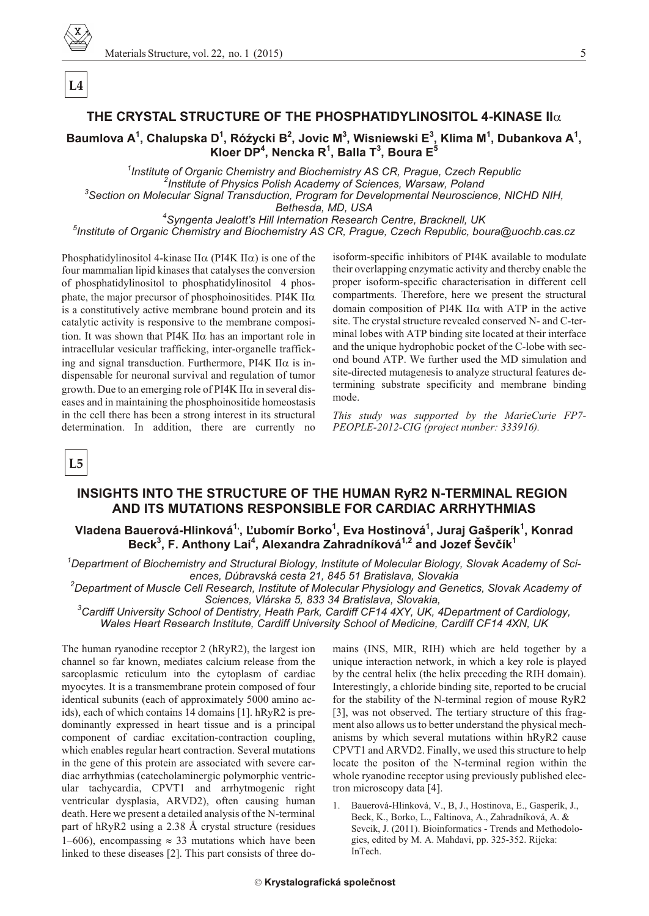**L4**

## THE CRYSTAL STRUCTURE OF THE PHOSPHATIDYLINOSITOL 4-KINASE IIα

**Baumlova A[1], Chalupska D[1], Różycki B[2], Jovic M[3], Wisniewski E[3], Klima M[1], Dubankova A[1], Kloer DP[4], Nencka R[1], Balla T[3], Boura E[5]**

*[1]Institute of Organic Chemistry and Biochemistry AS CR, Prague, Czech Republic*
*[2]Institute of Physics Polish Academy of Sciences, Warsaw, Poland*
*[3]Section on Molecular Signal Transduction, Program for Developmental Neuroscience, NICHD NIH, Bethesda, MD, USA*
*[4]Syngenta Jealott's Hill Internation Research Centre, Bracknell, UK*
*[5]Institute of Organic Chemistry and Biochemistry AS CR, Prague, Czech Republic, boura@uochb.cas.cz*

Phosphatidylinositol 4-kinase IIα (PI4K IIα) is one of the four mammalian lipid kinases that catalyses the conversion of phosphatidylinositol to phosphatidylinositol 4 phosphate, the major precursor of phosphoinositides. PI4K IIα is a constitutively active membrane bound protein and its catalytic activity is responsive to the membrane composition. It was shown that PI4K IIα has an important role in intracellular vesicular trafficking, inter-organelle trafficking and signal transduction. Furthermore, PI4K IIα is indispensable for neuronal survival and regulation of tumor growth. Due to an emerging role of PI4K IIα in several diseases and in maintaining the phosphoinositide homeostasis in the cell there has been a strong interest in its structural determination. In addition, there are currently no isoform-specific inhibitors of PI4K available to modulate their overlapping enzymatic activity and thereby enable the proper isoform-specific characterisation in different cell compartments. Therefore, here we present the structural domain composition of PI4K IIα with ATP in the active site. The crystal structure revealed conserved N- and C-terminal lobes with ATP binding site located at their interface and the unique hydrophobic pocket of the C-lobe with second bound ATP. We further used the MD simulation and site-directed mutagenesis to analyze structural features determining substrate specificity and membrane binding mode.

*This study was supported by the MarieCurie FP7-PEOPLE-2012-CIG (project number: 333916).*

**L5**

## INSIGHTS INTO THE STRUCTURE OF THE HUMAN RyR2 N-TERMINAL REGION AND ITS MUTATIONS RESPONSIBLE FOR CARDIAC ARRHYTHMIAS

**Vladena Bauerová-Hlinková[1,], Ľubomír Borko[1], Eva Hostinová[1], Juraj Gašperík[1], Konrad Beck[3], F. Anthony Lai[4], Alexandra Zahradníková[1,2] and Jozef Ševčík[1]**

*[1]Department of Biochemistry and Structural Biology, Institute of Molecular Biology, Slovak Academy of Sciences, Dúbravská cesta 21, 845 51 Bratislava, Slovakia*
*[2]Department of Muscle Cell Research, Institute of Molecular Physiology and Genetics, Slovak Academy of Sciences, Vlárska 5, 833 34 Bratislava, Slovakia,*
*[3]Cardiff University School of Dentistry, Heath Park, Cardiff CF14 4XY, UK, 4Department of Cardiology, Wales Heart Research Institute, Cardiff University School of Medicine, Cardiff CF14 4XN, UK*

The human ryanodine receptor 2 (hRyR2), the largest ion channel so far known, mediates calcium release from the sarcoplasmic reticulum into the cytoplasm of cardiac myocytes. It is a transmembrane protein composed of four identical subunits (each of approximately 5000 amino acids), each of which contains 14 domains [1]. hRyR2 is predominantly expressed in heart tissue and is a principal component of cardiac excitation-contraction coupling, which enables regular heart contraction. Several mutations in the gene of this protein are associated with severe cardiac arrhythmias (catecholaminergic polymorphic ventricular tachycardia, CPVT1 and arrhytmogenic right ventricular dysplasia, ARVD2), often causing human death. Here we present a detailed analysis of the N-terminal part of hRyR2 using a 2.38 Å crystal structure (residues 1–606), encompassing ≈ 33 mutations which have been linked to these diseases [2]. This part consists of three domains (INS, MIR, RIH) which are held together by a unique interaction network, in which a key role is played by the central helix (the helix preceding the RIH domain). Interestingly, a chloride binding site, reported to be crucial for the stability of the N-terminal region of mouse RyR2 [3], was not observed. The tertiary structure of this fragment also allows us to better understand the physical mechanisms by which several mutations within hRyR2 cause CPVT1 and ARVD2. Finally, we used this structure to help locate the positon of the N-terminal region within the whole ryanodine receptor using previously published electron microscopy data [4].

1. Bauerová-Hlinková, V., B, J., Hostinova, E., Gasperík, J., Beck, K., Borko, L., Faltinova, A., Zahradníková, A. & Sevcik, J. (2011). Bioinformatics - Trends and Methodologies, edited by M. A. Mahdavi, pp. 325-352. Rijeka: InTech.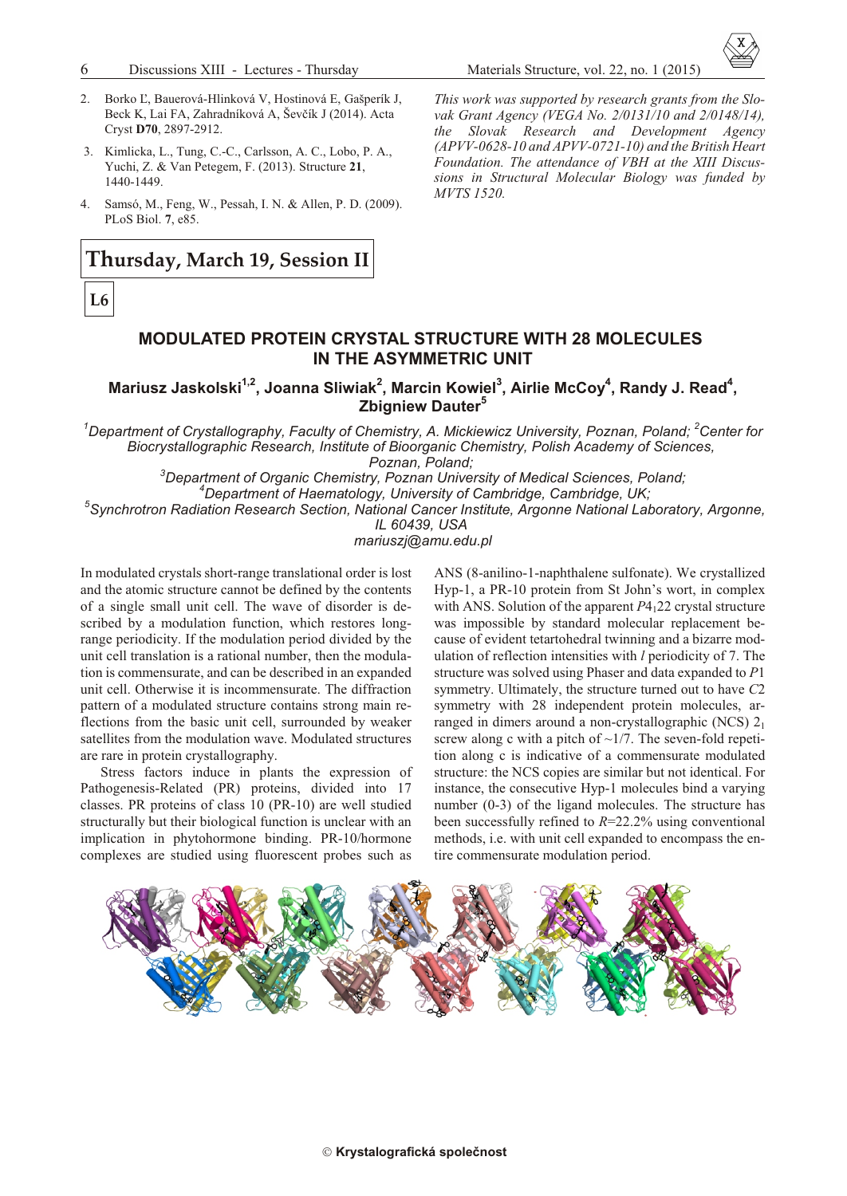2. Borko Ľ, Bauerová-Hlinková V, Hostinová E, Gašperík J, Beck K, Lai FA, Zahradníková A, Ševčík J (2014). Acta Cryst **D70**, 2897-2912.
3. Kimlicka, L., Tung, C.-C., Carlsson, A. C., Lobo, P. A., Yuchi, Z. & Van Petegem, F. (2013). Structure **21**, 1440-1449.
4. Samsó, M., Feng, W., Pessah, I. N. & Allen, P. D. (2009). PLoS Biol. **7**, e85.

*This work was supported by research grants from the Slovak Grant Agency (VEGA No. 2/0131/10 and 2/0148/14), the Slovak Research and Development Agency (APVV-0628-10 and APVV-0721-10) and the British Heart Foundation. The attendance of VBH at the XIII Discussions in Structural Molecular Biology was funded by MVTS 1520.*

# Thursday, March 19, Session II

**L6**

## MODULATED PROTEIN CRYSTAL STRUCTURE WITH 28 MOLECULES IN THE ASYMMETRIC UNIT

**Mariusz Jaskolski[1,2], Joanna Sliwiak[2], Marcin Kowiel[3], Airlie McCoy[4], Randy J. Read[4], Zbigniew Dauter[5]**

*[1]Department of Crystallography, Faculty of Chemistry, A. Mickiewicz University, Poznan, Poland; [2]Center for Biocrystallographic Research, Institute of Bioorganic Chemistry, Polish Academy of Sciences, Poznan, Poland;*
*[3]Department of Organic Chemistry, Poznan University of Medical Sciences, Poland;*
*[4]Department of Haematology, University of Cambridge, Cambridge, UK;*
*[5]Synchrotron Radiation Research Section, National Cancer Institute, Argonne National Laboratory, Argonne, IL 60439, USA*
*mariuszj@amu.edu.pl*

In modulated crystals short-range translational order is lost and the atomic structure cannot be defined by the contents of a single small unit cell. The wave of disorder is described by a modulation function, which restores long-range periodicity. If the modulation period divided by the unit cell translation is a rational number, then the modulation is commensurate and can be described in an expanded unit cell. Otherwise it is incommensurate. The diffraction pattern of a modulated structure contains strong main reflections from the basic unit cell, surrounded by weaker satellites from the modulation wave. Modulated structures are rare in protein crystallography.

Stress factors induce in plants the expression of Pathogenesis-Related (PR) proteins, divided into 17 classes. PR proteins of class 10 (PR-10) are well studied structurally but their biological function is unclear with an implication in phytohormone binding. PR-10/hormone complexes are studied using fluorescent probes such as ANS (8-anilino-1-naphthalene sulfonate). We crystallized Hyp-1, a PR-10 protein from St John's wort, in complex with ANS. Solution of the apparent $P4_122$ crystal structure was impossible by standard molecular replacement because of evident tetartohedral twinning and a bizarre modulation of reflection intensities with $l$ periodicity of 7. The structure was solved using Phaser and data expanded to $P1$ symmetry. Ultimately, the structure turned out to have $C2$ symmetry with 28 independent protein molecules, arranged in dimers around a non-crystallographic (NCS) $2_1$ screw along c with a pitch of ~1/7. The seven-fold repetition along c is indicative of a commensurate modulated structure: the NCS copies are similar but not identical. For instance, the consecutive Hyp-1 molecules bind a varying number (0-3) of the ligand molecules. The structure has been successfully refined to $R$=22.2% using conventional methods, i.e. with unit cell expanded to encompass the entire commensurate modulation period.